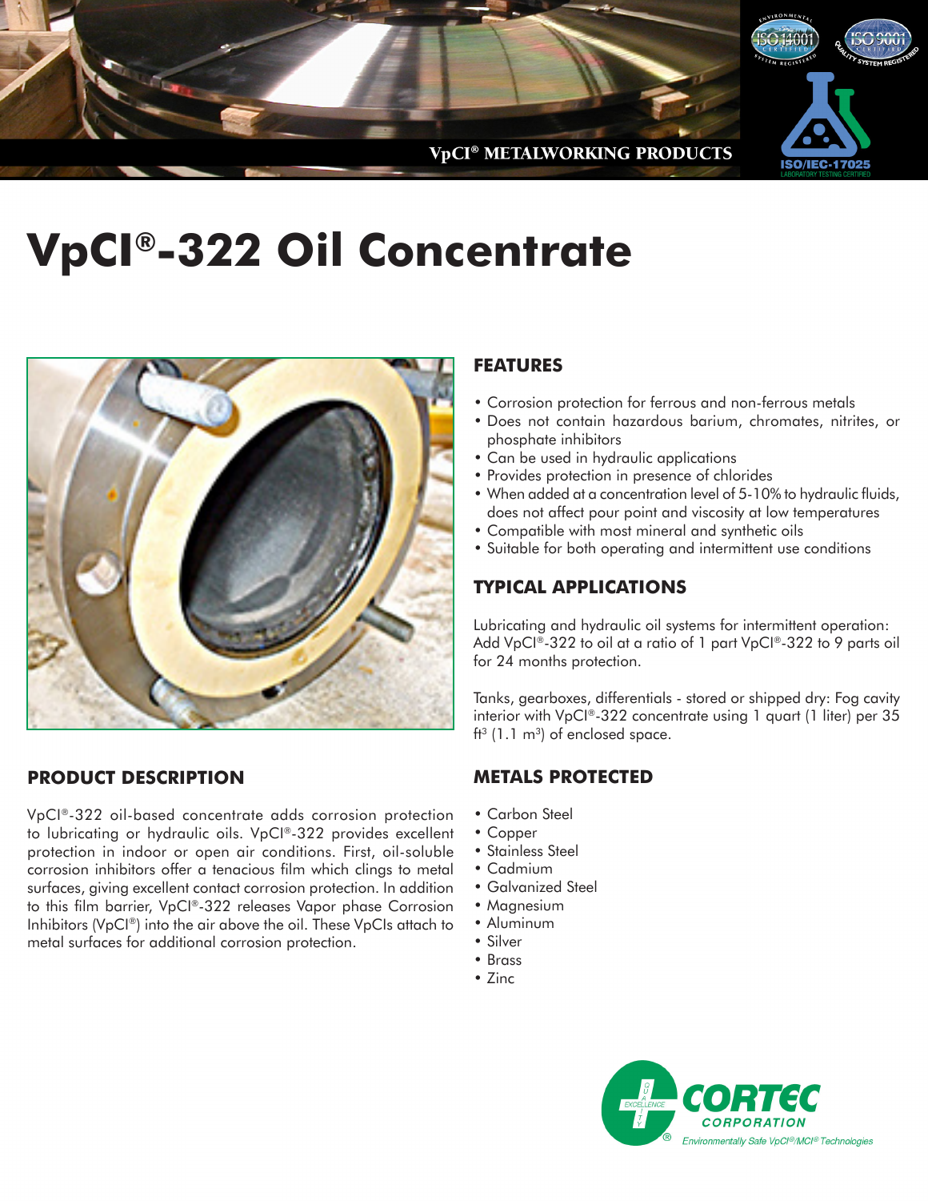VpCI® METALWORKING PRODUCTS

# VpCI®-322 Oil Concentrate

## PRODUCT DESCRIPTION

VpCI®-322 oil-based concentrate adds corrosion protection to lubricating or hydraulic oils. VpCI®-322 provides excellent protection in indoor or open air conditions. First, oil-soluble corrosion inhibitors offer a tenacious film which clings to metal surfaces, giving excellent contact corrosion protection. In addition to this film barrier, VpCI®-322 releases Vapor phase Corrosion Inhibitors (VpCI®) into the air above the oil. These VpCIs attach to metal surfaces for additional corrosion protection.

## FEATURES

- Corrosion protection for ferrous and non-ferrous metals
- Does not contain hazardous barium, chromates, nitrites, or phosphate inhibitors
- Can be used in hydraulic applications
- Provides protection in presence of chlorides
- When added at a concentration level of 5-10% to hydraulic fluids, does not affect pour point and viscosity at low temperatures
- Compatible with most mineral and synthetic oils
- Suitable for both operating and intermittent use conditions

## TYPICAL APPLICATIONS

Lubricating and hydraulic oil systems for intermittent operation: Add VpCI®-322 to oil at a ratio of 1 part VpCI®-322 to 9 parts oil for 24 months protection.

Tanks, gearboxes, differentials - stored or shipped dry: Fog cavity interior with VpCI®-322 concentrate using 1 quart (1 liter) per 35 $ft^3$ (1.1 $m^3$) of enclosed space.

## METALS PROTECTED

- Carbon Steel
- Copper
- Stainless Steel
- Cadmium
- Galvanized Steel
- Magnesium
- Aluminum
- Silver
- Brass
- Zinc

CORTEC CORPORATION
Environmentally Safe VpCI®/MCI® Technologies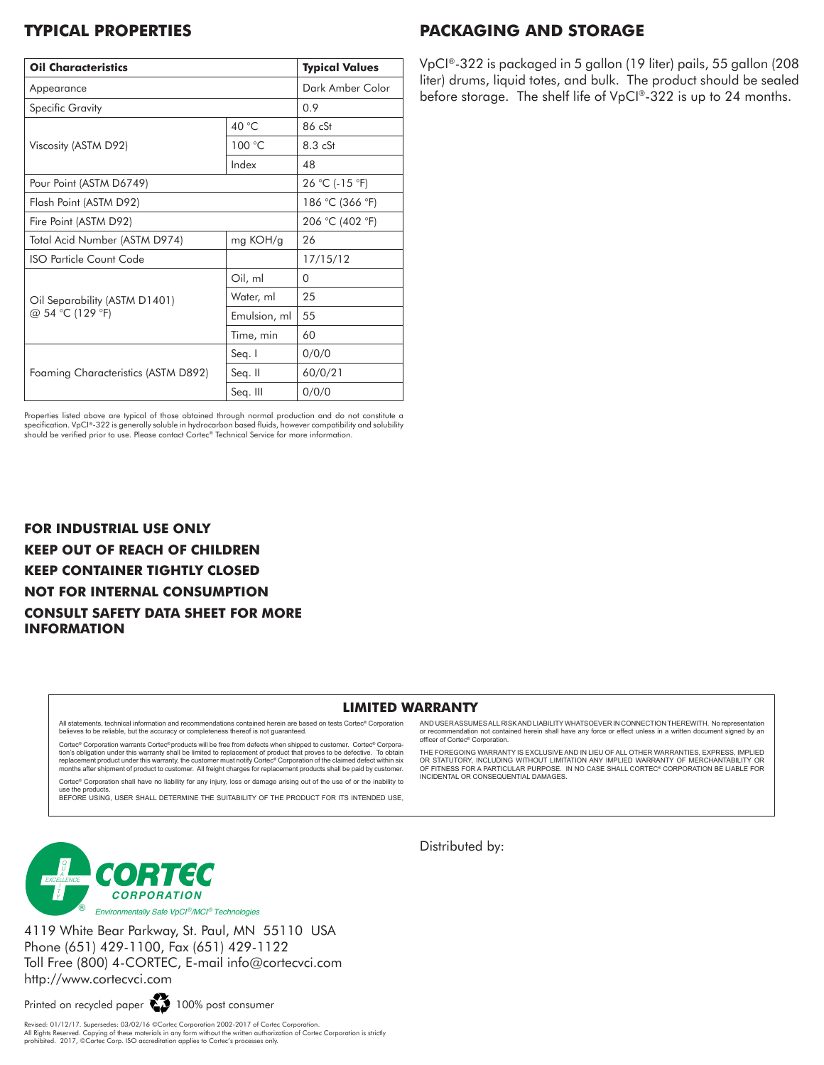## TYPICAL PROPERTIES

| Oil Characteristics | | Typical Values |
|---|---|---|
| Appearance | | Dark Amber Color |
| Specific Gravity | | 0.9 |
| Viscosity (ASTM D92) | 40 °C | 86 cSt |
| | 100 °C | 8.3 cSt |
| | Index | 48 |
| Pour Point (ASTM D6749) | | 26 °C (-15 °F) |
| Flash Point (ASTM D92) | | 186 °C (366 °F) |
| Fire Point (ASTM D92) | | 206 °C (402 °F) |
| Total Acid Number (ASTM D974) | mg KOH/g | 26 |
| ISO Particle Count Code | | 17/15/12 |
| Oil Separability (ASTM D1401) @ 54 °C (129 °F) | Oil, ml | 0 |
| | Water, ml | 25 |
| | Emulsion, ml | 55 |
| | Time, min | 60 |
| Foaming Characteristics (ASTM D892) | Seq. I | 0/0/0 |
| | Seq. II | 60/0/21 |
| | Seq. III | 0/0/0 |

Properties listed above are typical of those obtained through normal production and do not constitute a specification. VpCI®-322 is generally soluble in hydrocarbon based fluids, however compatibility and solubility should be verified prior to use. Please contact Cortec® Technical Service for more information.

## PACKAGING AND STORAGE

VpCI®-322 is packaged in 5 gallon (19 liter) pails, 55 gallon (208 liter) drums, liquid totes, and bulk. The product should be sealed before storage. The shelf life of VpCI®-322 is up to 24 months.

**FOR INDUSTRIAL USE ONLY**
**KEEP OUT OF REACH OF CHILDREN**
**KEEP CONTAINER TIGHTLY CLOSED**
**NOT FOR INTERNAL CONSUMPTION**
**CONSULT SAFETY DATA SHEET FOR MORE INFORMATION**

### LIMITED WARRANTY

All statements, technical information and recommendations contained herein are based on tests Cortec® Corporation believes to be reliable, but the accuracy or completeness thereof is not guaranteed.

Cortec® Corporation warrants Cortec® products will be free from defects when shipped to customer. Cortec® Corporation's obligation under this warranty shall be limited to replacement of product that proves to be defective. To obtain replacement product under this warranty, the customer must notify Cortec® Corporation of the claimed defect within six months after shipment of product to customer. All freight charges for replacement products shall be paid by customer.

Cortec® Corporation shall have no liability for any injury, loss or damage arising out of the use of or the inability to use the products.

BEFORE USING, USER SHALL DETERMINE THE SUITABILITY OF THE PRODUCT FOR ITS INTENDED USE, AND USER ASSUMES ALL RISK AND LIABILITY WHATSOEVER IN CONNECTION THEREWITH. No representation or recommendation not contained herein shall have any force or effect unless in a written document signed by an officer of Cortec® Corporation.

THE FOREGOING WARRANTY IS EXCLUSIVE AND IN LIEU OF ALL OTHER WARRANTIES, EXPRESS, IMPLIED OR STATUTORY, INCLUDING WITHOUT LIMITATION ANY IMPLIED WARRANTY OF MERCHANTABILITY OR OF FITNESS FOR A PARTICULAR PURPOSE. IN NO CASE SHALL CORTEC® CORPORATION BE LIABLE FOR INCIDENTAL OR CONSEQUENTIAL DAMAGES.

CORTEC CORPORATION
Environmentally Safe VpCI®/MCI® Technologies

4119 White Bear Parkway, St. Paul, MN 55110 USA
Phone (651) 429-1100, Fax (651) 429-1122
Toll Free (800) 4-CORTEC, E-mail info@cortecvci.com
http://www.cortecvci.com

Printed on recycled paper 100% post consumer

Distributed by:

Revised: 01/12/17. Supersedes: 03/02/16 ©Cortec Corporation 2002-2017 of Cortec Corporation. All Rights Reserved. Copying of these materials in any form without the written authorization of Cortec Corporation is strictly prohibited. 2017, ©Cortec Corp. ISO accreditation applies to Cortec's processes only.